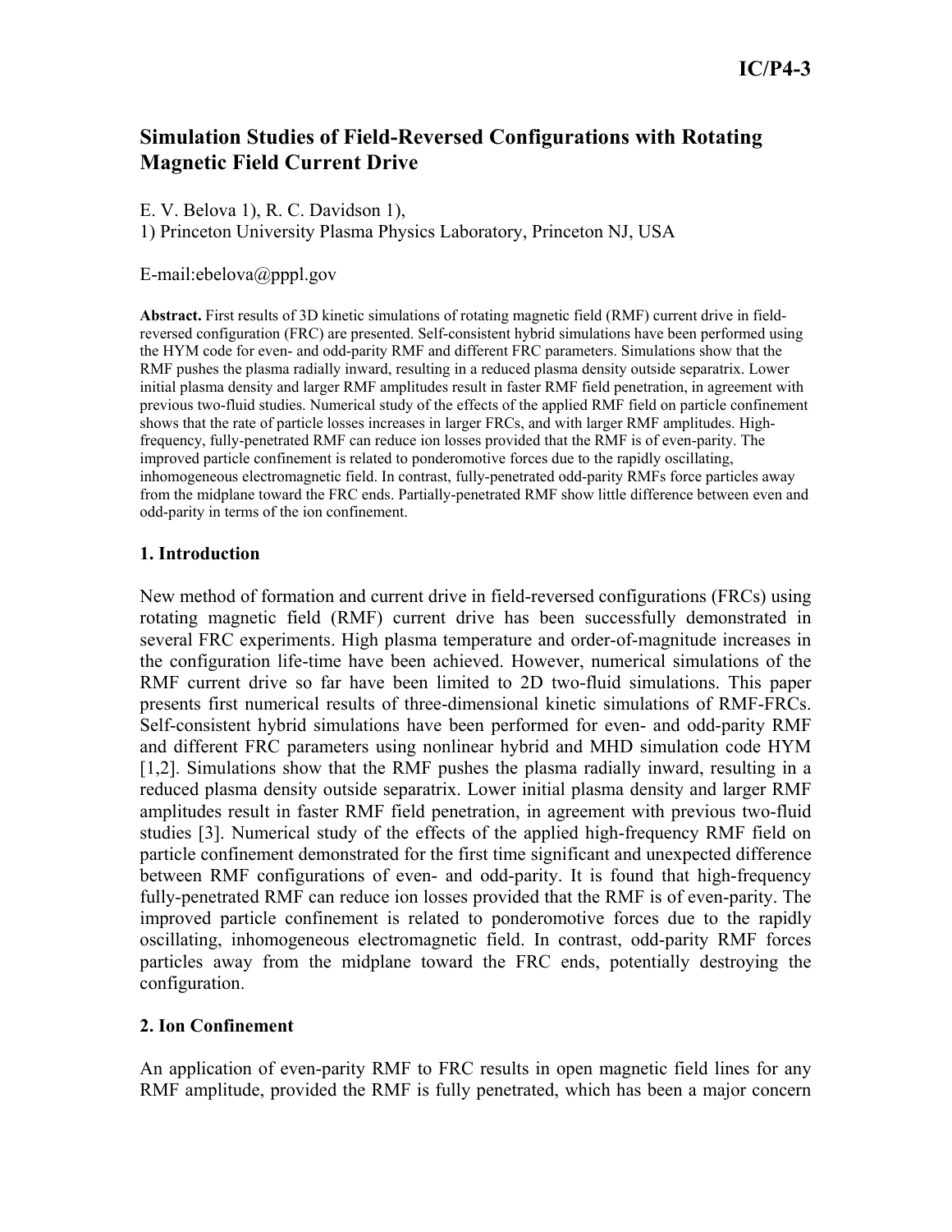# Simulation Studies of Field-Reversed Configurations with Rotating Magnetic Field Current Drive

E. V. Belova 1), R. C. Davidson 1),

1) Princeton University Plasma Physics Laboratory, Princeton NJ, USA

E-mail:ebelova@pppl.gov

**Abstract.** First results of 3D kinetic simulations of rotating magnetic field (RMF) current drive in field-reversed configuration (FRC) are presented. Self-consistent hybrid simulations have been performed using the HYM code for even- and odd-parity RMF and different FRC parameters. Simulations show that the RMF pushes the plasma radially inward, resulting in a reduced plasma density outside separatrix. Lower initial plasma density and larger RMF amplitudes result in faster RMF field penetration, in agreement with previous two-fluid studies. Numerical study of the effects of the applied RMF field on particle confinement shows that the rate of particle losses increases in larger FRCs, and with larger RMF amplitudes. High-frequency, fully-penetrated RMF can reduce ion losses provided that the RMF is of even-parity. The improved particle confinement is related to ponderomotive forces due to the rapidly oscillating, inhomogeneous electromagnetic field. In contrast, fully-penetrated odd-parity RMFs force particles away from the midplane toward the FRC ends. Partially-penetrated RMF show little difference between even and odd-parity in terms of the ion confinement.

## 1. Introduction

New method of formation and current drive in field-reversed configurations (FRCs) using rotating magnetic field (RMF) current drive has been successfully demonstrated in several FRC experiments. High plasma temperature and order-of-magnitude increases in the configuration life-time have been achieved. However, numerical simulations of the RMF current drive so far have been limited to 2D two-fluid simulations. This paper presents first numerical results of three-dimensional kinetic simulations of RMF-FRCs. Self-consistent hybrid simulations have been performed for even- and odd-parity RMF and different FRC parameters using nonlinear hybrid and MHD simulation code HYM [1,2]. Simulations show that the RMF pushes the plasma radially inward, resulting in a reduced plasma density outside separatrix. Lower initial plasma density and larger RMF amplitudes result in faster RMF field penetration, in agreement with previous two-fluid studies [3]. Numerical study of the effects of the applied high-frequency RMF field on particle confinement demonstrated for the first time significant and unexpected difference between RMF configurations of even- and odd-parity. It is found that high-frequency fully-penetrated RMF can reduce ion losses provided that the RMF is of even-parity. The improved particle confinement is related to ponderomotive forces due to the rapidly oscillating, inhomogeneous electromagnetic field. In contrast, odd-parity RMF forces particles away from the midplane toward the FRC ends, potentially destroying the configuration.

## 2. Ion Confinement

An application of even-parity RMF to FRC results in open magnetic field lines for any RMF amplitude, provided the RMF is fully penetrated, which has been a major concern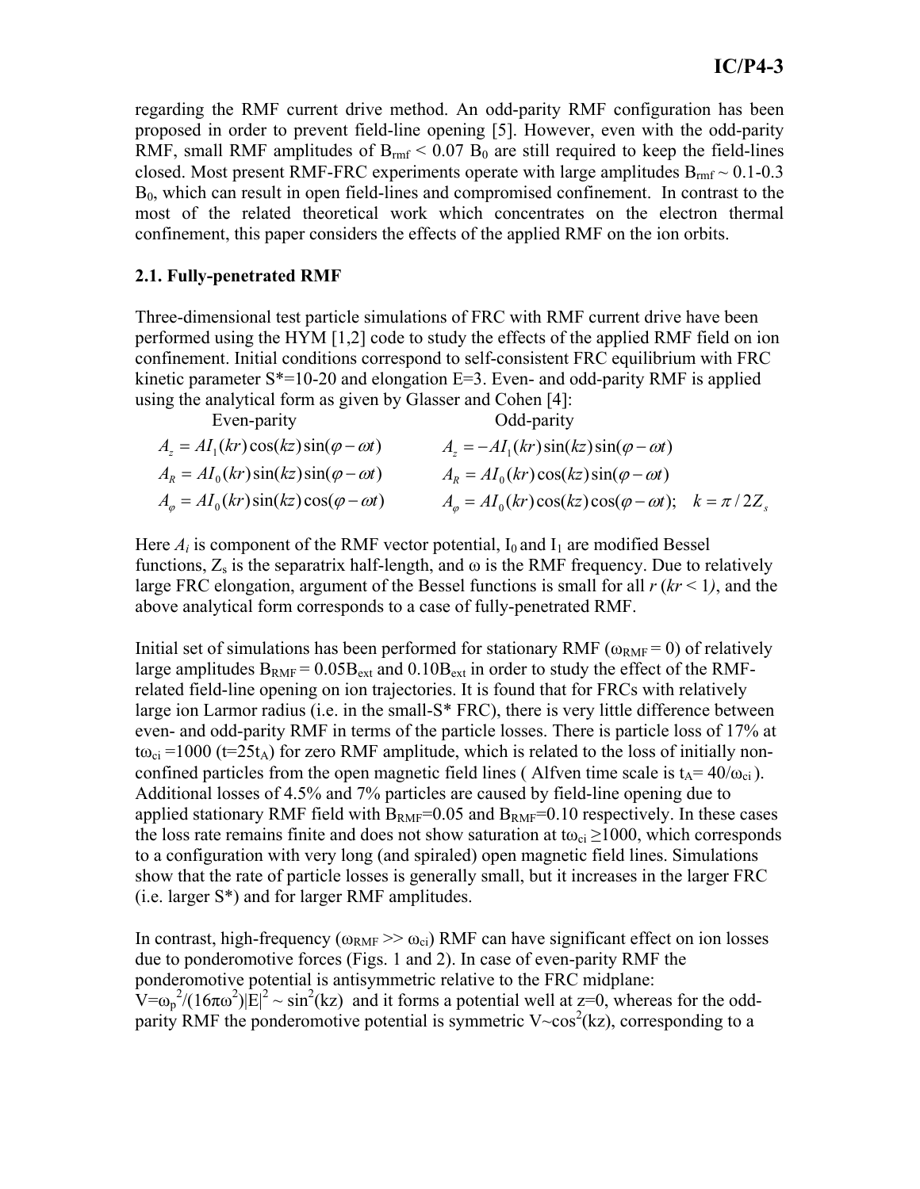regarding the RMF current drive method. An odd-parity RMF configuration has been proposed in order to prevent field-line opening [5]. However, even with the odd-parity RMF, small RMF amplitudes of $B_{rmf} < 0.07\ B_0$ are still required to keep the field-lines closed. Most present RMF-FRC experiments operate with large amplitudes $B_{rmf} \sim 0.1$-$0.3\ B_0$, which can result in open field-lines and compromised confinement. In contrast to the most of the related theoretical work which concentrates on the electron thermal confinement, this paper considers the effects of the applied RMF on the ion orbits.

### 2.1. Fully-penetrated RMF

Three-dimensional test particle simulations of FRC with RMF current drive have been performed using the HYM [1,2] code to study the effects of the applied RMF field on ion confinement. Initial conditions correspond to self-consistent FRC equilibrium with FRC kinetic parameter S*=10-20 and elongation E=3. Even- and odd-parity RMF is applied using the analytical form as given by Glasser and Cohen [4]:

Even-parity

$$A_z = AI_1(kr)\cos(kz)\sin(\varphi-\omega t)$$
$$A_R = AI_0(kr)\sin(kz)\sin(\varphi-\omega t)$$
$$A_\varphi = AI_0(kr)\sin(kz)\cos(\varphi-\omega t)$$

Odd-parity

$$A_z = -AI_1(kr)\sin(kz)\sin(\varphi-\omega t)$$
$$A_R = AI_0(kr)\cos(kz)\sin(\varphi-\omega t)$$
$$A_\varphi = AI_0(kr)\cos(kz)\cos(\varphi-\omega t); \quad k=\pi/2Z_s$$

Here $A_i$ is component of the RMF vector potential, $I_0$ and $I_1$ are modified Bessel functions, $Z_s$ is the separatrix half-length, and $\omega$ is the RMF frequency. Due to relatively large FRC elongation, argument of the Bessel functions is small for all $r$ ($kr < 1$), and the above analytical form corresponds to a case of fully-penetrated RMF.

Initial set of simulations has been performed for stationary RMF ($\omega_{RMF} = 0$) of relatively large amplitudes $B_{RMF} = 0.05B_{ext}$ and $0.10B_{ext}$ in order to study the effect of the RMF-related field-line opening on ion trajectories. It is found that for FRCs with relatively large ion Larmor radius (i.e. in the small-S* FRC), there is very little difference between even- and odd-parity RMF in terms of the particle losses. There is particle loss of 17% at $t\omega_{ci} = 1000$ ($t = 25t_A$) for zero RMF amplitude, which is related to the loss of initially non-confined particles from the open magnetic field lines ( Alfven time scale is $t_A = 40/\omega_{ci}$ ). Additional losses of 4.5% and 7% particles are caused by field-line opening due to applied stationary RMF field with $B_{RMF}=0.05$ and $B_{RMF}=0.10$ respectively. In these cases the loss rate remains finite and does not show saturation at $t\omega_{ci} \geq 1000$, which corresponds to a configuration with very long (and spiraled) open magnetic field lines. Simulations show that the rate of particle losses is generally small, but it increases in the larger FRC (i.e. larger S*) and for larger RMF amplitudes.

In contrast, high-frequency ($\omega_{RMF} >> \omega_{ci}$) RMF can have significant effect on ion losses due to ponderomotive forces (Figs. 1 and 2). In case of even-parity RMF the ponderomotive potential is antisymmetric relative to the FRC midplane: $V=\omega_p^2/(16\pi\omega^2)|E|^2 \sim \sin^2(kz)$ and it forms a potential well at z=0, whereas for the odd-parity RMF the ponderomotive potential is symmetric $V\sim\cos^2(kz)$, corresponding to a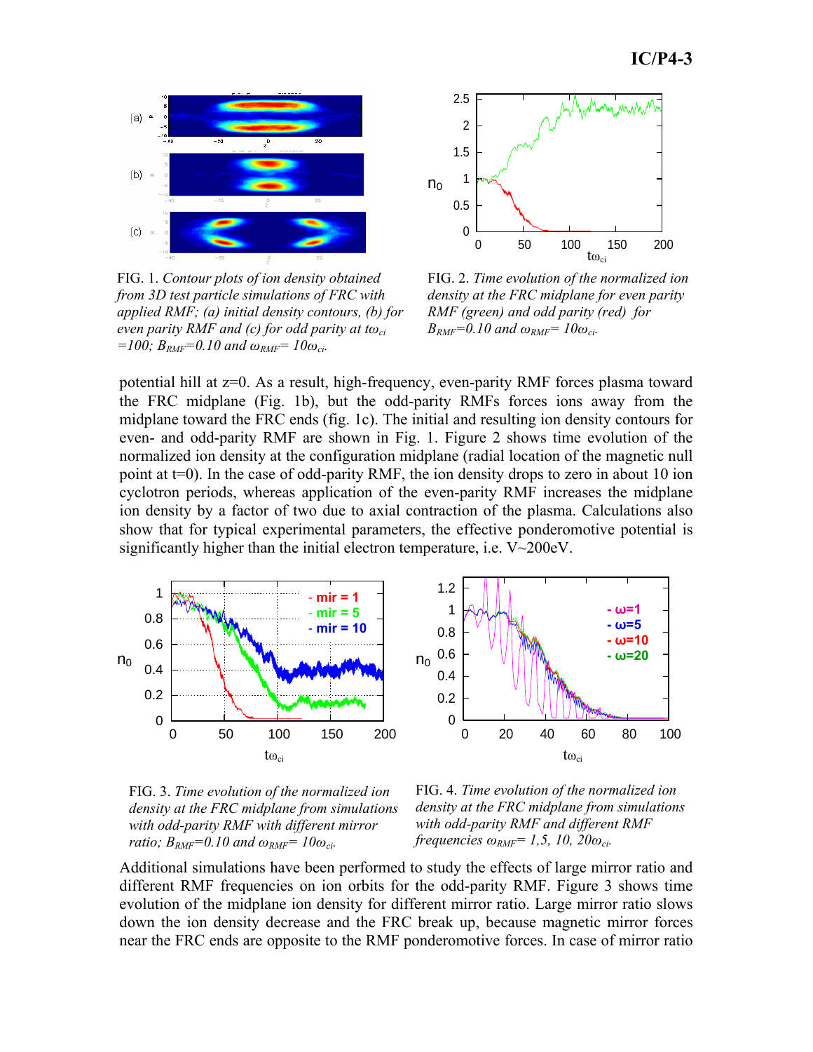FIG. 1. *Contour plots of ion density obtained from 3D test particle simulations of FRC with applied RMF; (a) initial density contours, (b) for even parity RMF and (c) for odd parity at $t\omega_{ci}=100$; $B_{RMF}=0.10$ and $\omega_{RMF}=10\omega_{ci}$.*

FIG. 2. *Time evolution of the normalized ion density at the FRC midplane for even parity RMF (green) and odd parity (red) for $B_{RMF}=0.10$ and $\omega_{RMF}=10\omega_{ci}$.*

potential hill at z=0. As a result, high-frequency, even-parity RMF forces plasma toward the FRC midplane (Fig. 1b), but the odd-parity RMFs forces ions away from the midplane toward the FRC ends (fig. 1c). The initial and resulting ion density contours for even- and odd-parity RMF are shown in Fig. 1. Figure 2 shows time evolution of the normalized ion density at the configuration midplane (radial location of the magnetic null point at t=0). In the case of odd-parity RMF, the ion density drops to zero in about 10 ion cyclotron periods, whereas application of the even-parity RMF increases the midplane ion density by a factor of two due to axial contraction of the plasma. Calculations also show that for typical experimental parameters, the effective ponderomotive potential is significantly higher than the initial electron temperature, i.e. V~200eV.

FIG. 3. *Time evolution of the normalized ion density at the FRC midplane from simulations with odd-parity RMF with different mirror ratio; $B_{RMF}=0.10$ and $\omega_{RMF}=10\omega_{ci}$.*

FIG. 4. *Time evolution of the normalized ion density at the FRC midplane from simulations with odd-parity RMF and different RMF frequencies $\omega_{RMF}=1,5,10,20\omega_{ci}$.*

Additional simulations have been performed to study the effects of large mirror ratio and different RMF frequencies on ion orbits for the odd-parity RMF. Figure 3 shows time evolution of the midplane ion density for different mirror ratio. Large mirror ratio slows down the ion density decrease and the FRC break up, because magnetic mirror forces near the FRC ends are opposite to the RMF ponderomotive forces. In case of mirror ratio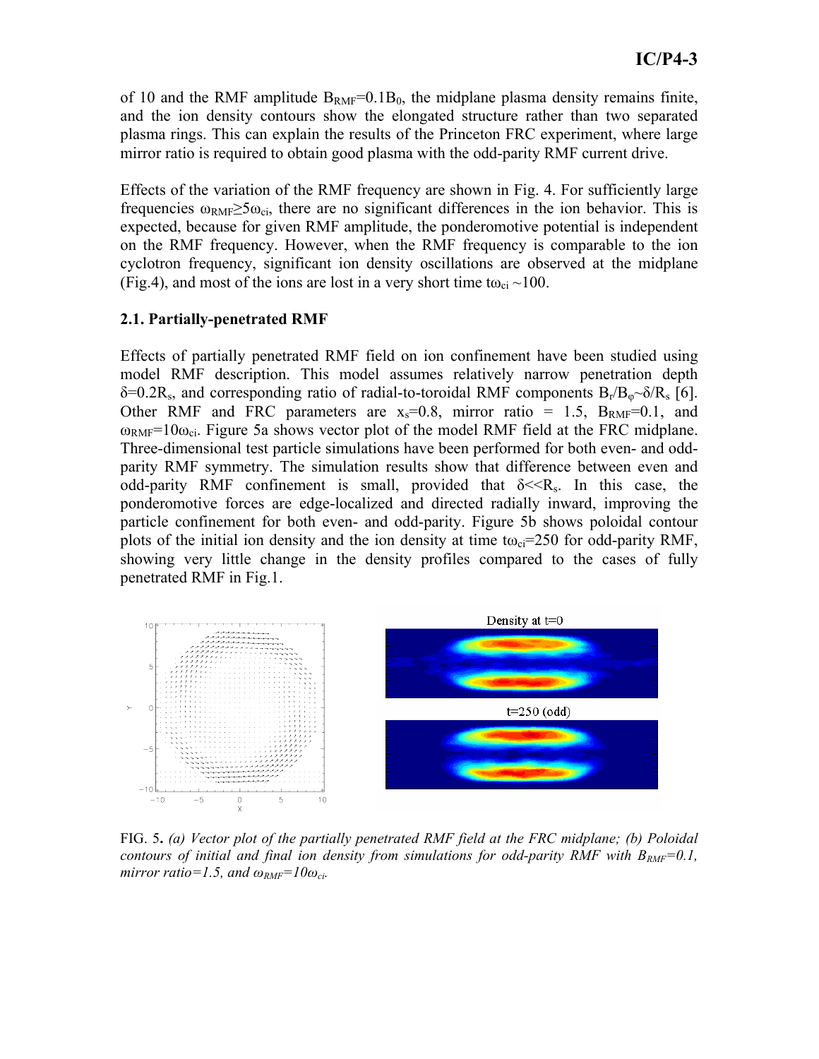of 10 and the RMF amplitude $B_{RMF}=0.1B_0$, the midplane plasma density remains finite, and the ion density contours show the elongated structure rather than two separated plasma rings. This can explain the results of the Princeton FRC experiment, where large mirror ratio is required to obtain good plasma with the odd-parity RMF current drive.

Effects of the variation of the RMF frequency are shown in Fig. 4. For sufficiently large frequencies $\omega_{RMF} \geq 5\omega_{ci}$, there are no significant differences in the ion behavior. This is expected, because for given RMF amplitude, the ponderomotive potential is independent on the RMF frequency. However, when the RMF frequency is comparable to the ion cyclotron frequency, significant ion density oscillations are observed at the midplane (Fig.4), and most of the ions are lost in a very short time $t\omega_{ci} \sim 100$.

### 2.1. Partially-penetrated RMF

Effects of partially penetrated RMF field on ion confinement have been studied using model RMF description. This model assumes relatively narrow penetration depth $\delta=0.2R_s$, and corresponding ratio of radial-to-toroidal RMF components $B_r/B_\varphi \sim \delta/R_s$ [6]. Other RMF and FRC parameters are $x_s=0.8$, mirror ratio = 1.5, $B_{RMF}=0.1$, and $\omega_{RMF}=10\omega_{ci}$. Figure 5a shows vector plot of the model RMF field at the FRC midplane. Three-dimensional test particle simulations have been performed for both even- and odd-parity RMF symmetry. The simulation results show that difference between even and odd-parity RMF confinement is small, provided that $\delta \ll R_s$. In this case, the ponderomotive forces are edge-localized and directed radially inward, improving the particle confinement for both even- and odd-parity. Figure 5b shows poloidal contour plots of the initial ion density and the ion density at time $t\omega_{ci}=250$ for odd-parity RMF, showing very little change in the density profiles compared to the cases of fully penetrated RMF in Fig.1.

FIG. 5. *(a) Vector plot of the partially penetrated RMF field at the FRC midplane; (b) Poloidal contours of initial and final ion density from simulations for odd-parity RMF with $B_{RMF}=0.1$, mirror ratio=1.5, and $\omega_{RMF}=10\omega_{ci}$.*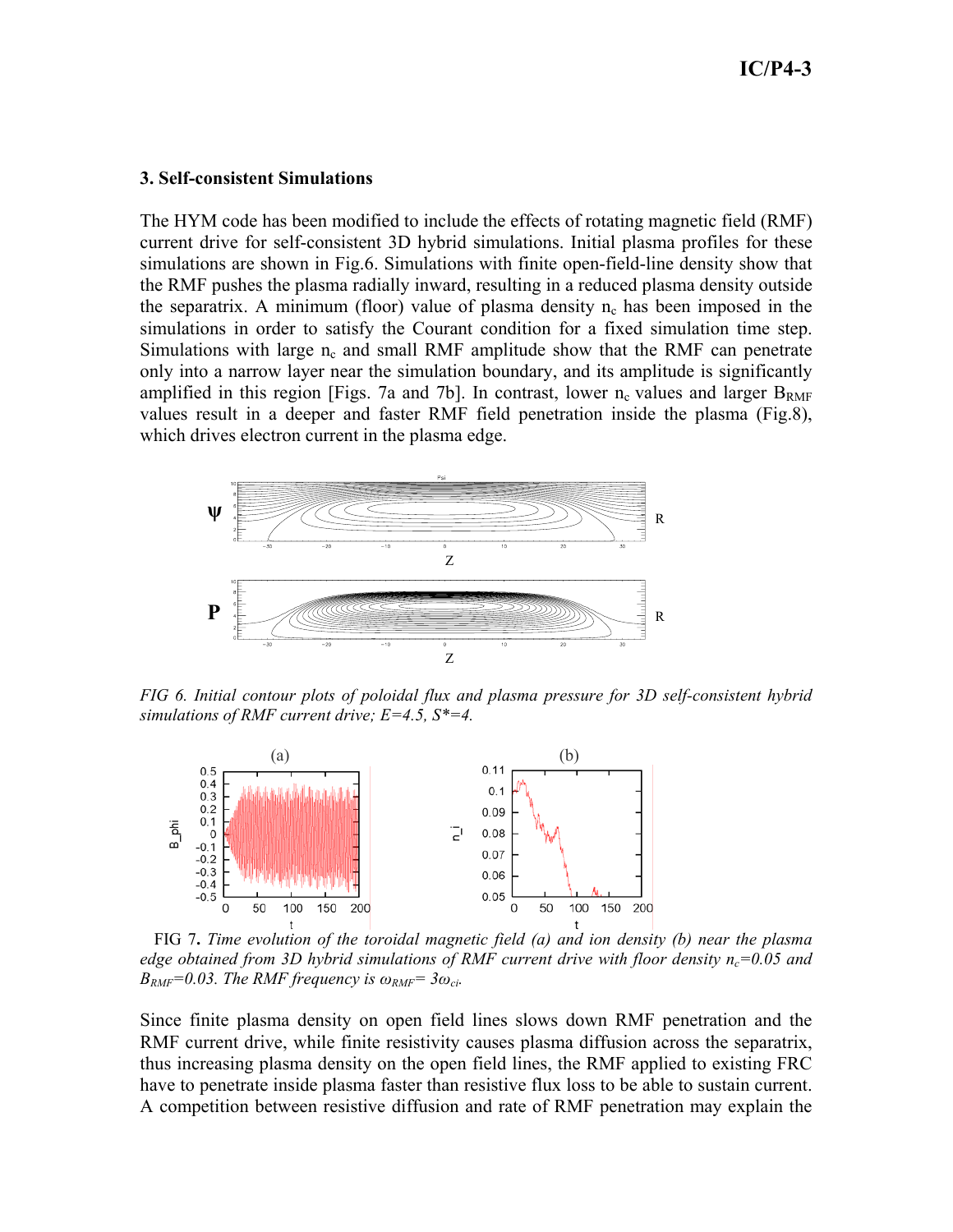### 3. Self-consistent Simulations

The HYM code has been modified to include the effects of rotating magnetic field (RMF) current drive for self-consistent 3D hybrid simulations. Initial plasma profiles for these simulations are shown in Fig.6. Simulations with finite open-field-line density show that the RMF pushes the plasma radially inward, resulting in a reduced plasma density outside the separatrix. A minimum (floor) value of plasma density $n_c$ has been imposed in the simulations in order to satisfy the Courant condition for a fixed simulation time step. Simulations with large $n_c$ and small RMF amplitude show that the RMF can penetrate only into a narrow layer near the simulation boundary, and its amplitude is significantly amplified in this region [Figs. 7a and 7b]. In contrast, lower $n_c$ values and larger $B_{RMF}$ values result in a deeper and faster RMF field penetration inside the plasma (Fig.8), which drives electron current in the plasma edge.

*FIG 6. Initial contour plots of poloidal flux and plasma pressure for 3D self-consistent hybrid simulations of RMF current drive; E=4.5, S\*=4.*

FIG 7. *Time evolution of the toroidal magnetic field (a) and ion density (b) near the plasma edge obtained from 3D hybrid simulations of RMF current drive with floor density $n_c$=0.05 and $B_{RMF}$=0.03. The RMF frequency is $\omega_{RMF}$= $3\omega_{ci}$.*

Since finite plasma density on open field lines slows down RMF penetration and the RMF current drive, while finite resistivity causes plasma diffusion across the separatrix, thus increasing plasma density on the open field lines, the RMF applied to existing FRC have to penetrate inside plasma faster than resistive flux loss to be able to sustain current. A competition between resistive diffusion and rate of RMF penetration may explain the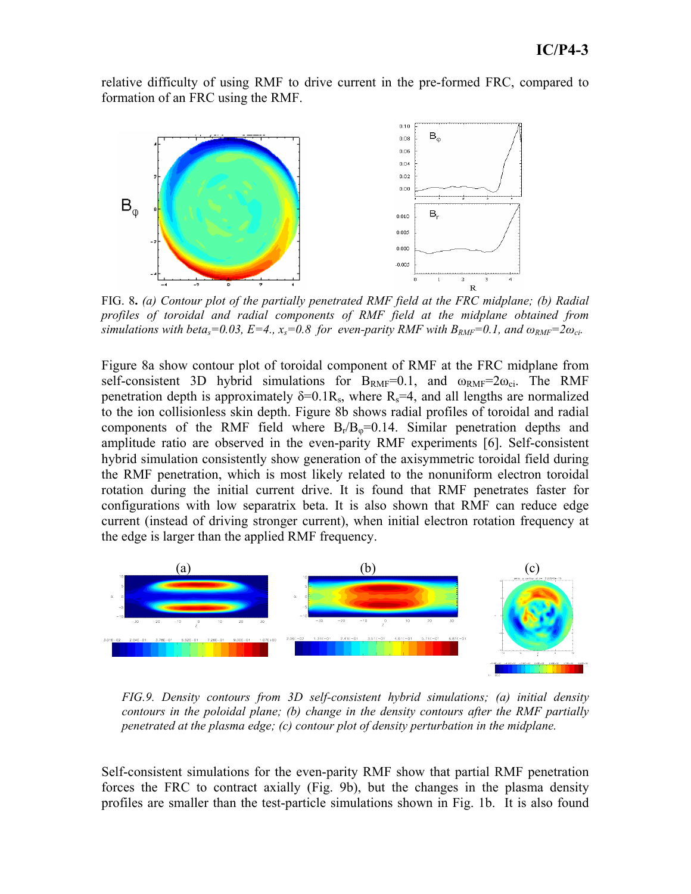relative difficulty of using RMF to drive current in the pre-formed FRC, compared to formation of an FRC using the RMF.

FIG. 8. *(a) Contour plot of the partially penetrated RMF field at the FRC midplane; (b) Radial profiles of toroidal and radial components of RMF field at the midplane obtained from simulations with beta$_s$=0.03, E=4., $x_s$=0.8 for even-parity RMF with $B_{RMF}$=0.1, and $\omega_{RMF}=2\omega_{ci}$.*

Figure 8a show contour plot of toroidal component of RMF at the FRC midplane from self-consistent 3D hybrid simulations for $B_{RMF}$=0.1, and $\omega_{RMF}=2\omega_{ci}$. The RMF penetration depth is approximately $\delta=0.1R_s$, where $R_s$=4, and all lengths are normalized to the ion collisionless skin depth. Figure 8b shows radial profiles of toroidal and radial components of the RMF field where $B_r/B_\varphi$=0.14. Similar penetration depths and amplitude ratio are observed in the even-parity RMF experiments [6]. Self-consistent hybrid simulation consistently show generation of the axisymmetric toroidal field during the RMF penetration, which is most likely related to the nonuniform electron toroidal rotation during the initial current drive. It is found that RMF penetrates faster for configurations with low separatrix beta. It is also shown that RMF can reduce edge current (instead of driving stronger current), when initial electron rotation frequency at the edge is larger than the applied RMF frequency.

*FIG.9. Density contours from 3D self-consistent hybrid simulations; (a) initial density contours in the poloidal plane; (b) change in the density contours after the RMF partially penetrated at the plasma edge; (c) contour plot of density perturbation in the midplane.*

Self-consistent simulations for the even-parity RMF show that partial RMF penetration forces the FRC to contract axially (Fig. 9b), but the changes in the plasma density profiles are smaller than the test-particle simulations shown in Fig. 1b. It is also found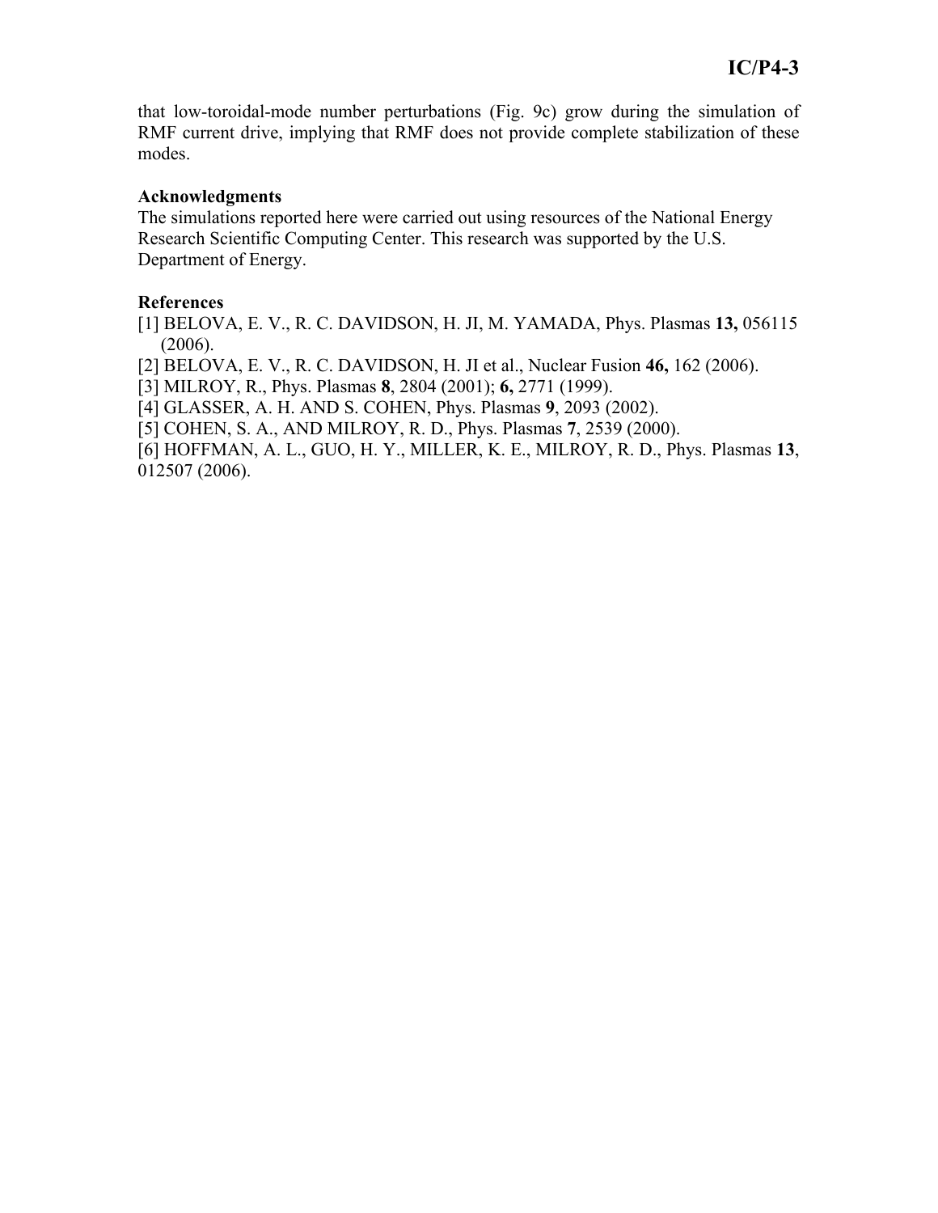that low-toroidal-mode number perturbations (Fig. 9c) grow during the simulation of RMF current drive, implying that RMF does not provide complete stabilization of these modes.

**Acknowledgments**

The simulations reported here were carried out using resources of the National Energy Research Scientific Computing Center. This research was supported by the U.S. Department of Energy.

**References**

[1] BELOVA, E. V., R. C. DAVIDSON, H. JI, M. YAMADA, Phys. Plasmas **13,** 056115 (2006).

[2] BELOVA, E. V., R. C. DAVIDSON, H. JI et al., Nuclear Fusion **46,** 162 (2006).

[3] MILROY, R., Phys. Plasmas **8**, 2804 (2001); **6,** 2771 (1999).

[4] GLASSER, A. H. AND S. COHEN, Phys. Plasmas **9**, 2093 (2002).

[5] COHEN, S. A., AND MILROY, R. D., Phys. Plasmas **7**, 2539 (2000).

[6] HOFFMAN, A. L., GUO, H. Y., MILLER, K. E., MILROY, R. D., Phys. Plasmas **13**, 012507 (2006).